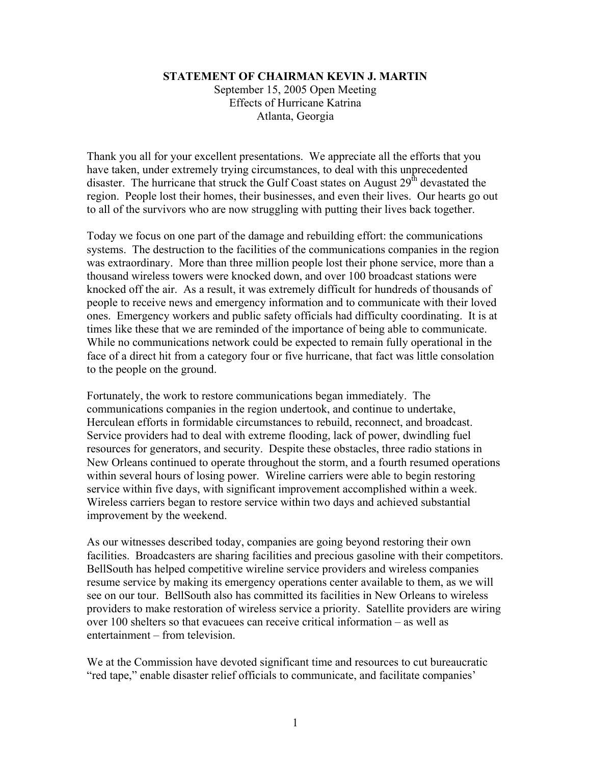**STATEMENT OF CHAIRMAN KEVIN J. MARTIN**

September 15, 2005 Open Meeting
Effects of Hurricane Katrina
Atlanta, Georgia

Thank you all for your excellent presentations. We appreciate all the efforts that you have taken, under extremely trying circumstances, to deal with this unprecedented disaster. The hurricane that struck the Gulf Coast states on August 29th devastated the region. People lost their homes, their businesses, and even their lives. Our hearts go out to all of the survivors who are now struggling with putting their lives back together.

Today we focus on one part of the damage and rebuilding effort: the communications systems. The destruction to the facilities of the communications companies in the region was extraordinary. More than three million people lost their phone service, more than a thousand wireless towers were knocked down, and over 100 broadcast stations were knocked off the air. As a result, it was extremely difficult for hundreds of thousands of people to receive news and emergency information and to communicate with their loved ones. Emergency workers and public safety officials had difficulty coordinating. It is at times like these that we are reminded of the importance of being able to communicate. While no communications network could be expected to remain fully operational in the face of a direct hit from a category four or five hurricane, that fact was little consolation to the people on the ground.

Fortunately, the work to restore communications began immediately. The communications companies in the region undertook, and continue to undertake, Herculean efforts in formidable circumstances to rebuild, reconnect, and broadcast. Service providers had to deal with extreme flooding, lack of power, dwindling fuel resources for generators, and security. Despite these obstacles, three radio stations in New Orleans continued to operate throughout the storm, and a fourth resumed operations within several hours of losing power. Wireline carriers were able to begin restoring service within five days, with significant improvement accomplished within a week. Wireless carriers began to restore service within two days and achieved substantial improvement by the weekend.

As our witnesses described today, companies are going beyond restoring their own facilities. Broadcasters are sharing facilities and precious gasoline with their competitors. BellSouth has helped competitive wireline service providers and wireless companies resume service by making its emergency operations center available to them, as we will see on our tour. BellSouth also has committed its facilities in New Orleans to wireless providers to make restoration of wireless service a priority. Satellite providers are wiring over 100 shelters so that evacuees can receive critical information – as well as entertainment – from television.

We at the Commission have devoted significant time and resources to cut bureaucratic "red tape," enable disaster relief officials to communicate, and facilitate companies'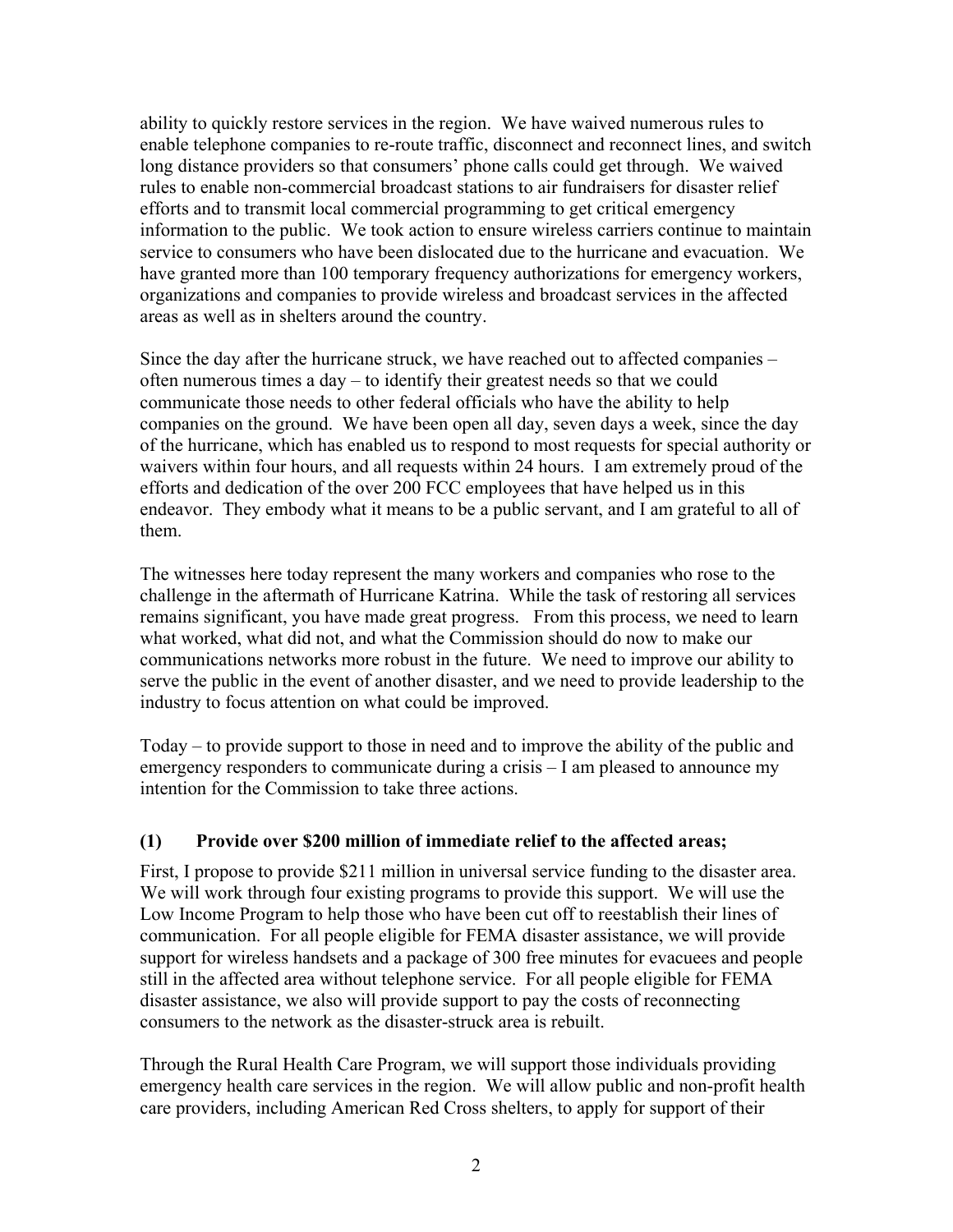ability to quickly restore services in the region. We have waived numerous rules to enable telephone companies to re-route traffic, disconnect and reconnect lines, and switch long distance providers so that consumers' phone calls could get through. We waived rules to enable non-commercial broadcast stations to air fundraisers for disaster relief efforts and to transmit local commercial programming to get critical emergency information to the public. We took action to ensure wireless carriers continue to maintain service to consumers who have been dislocated due to the hurricane and evacuation. We have granted more than 100 temporary frequency authorizations for emergency workers, organizations and companies to provide wireless and broadcast services in the affected areas as well as in shelters around the country.

Since the day after the hurricane struck, we have reached out to affected companies – often numerous times a day – to identify their greatest needs so that we could communicate those needs to other federal officials who have the ability to help companies on the ground. We have been open all day, seven days a week, since the day of the hurricane, which has enabled us to respond to most requests for special authority or waivers within four hours, and all requests within 24 hours. I am extremely proud of the efforts and dedication of the over 200 FCC employees that have helped us in this endeavor. They embody what it means to be a public servant, and I am grateful to all of them.

The witnesses here today represent the many workers and companies who rose to the challenge in the aftermath of Hurricane Katrina. While the task of restoring all services remains significant, you have made great progress. From this process, we need to learn what worked, what did not, and what the Commission should do now to make our communications networks more robust in the future. We need to improve our ability to serve the public in the event of another disaster, and we need to provide leadership to the industry to focus attention on what could be improved.

Today – to provide support to those in need and to improve the ability of the public and emergency responders to communicate during a crisis – I am pleased to announce my intention for the Commission to take three actions.

**(1) Provide over $200 million of immediate relief to the affected areas;**

First, I propose to provide $211 million in universal service funding to the disaster area. We will work through four existing programs to provide this support. We will use the Low Income Program to help those who have been cut off to reestablish their lines of communication. For all people eligible for FEMA disaster assistance, we will provide support for wireless handsets and a package of 300 free minutes for evacuees and people still in the affected area without telephone service. For all people eligible for FEMA disaster assistance, we also will provide support to pay the costs of reconnecting consumers to the network as the disaster-struck area is rebuilt.

Through the Rural Health Care Program, we will support those individuals providing emergency health care services in the region. We will allow public and non-profit health care providers, including American Red Cross shelters, to apply for support of their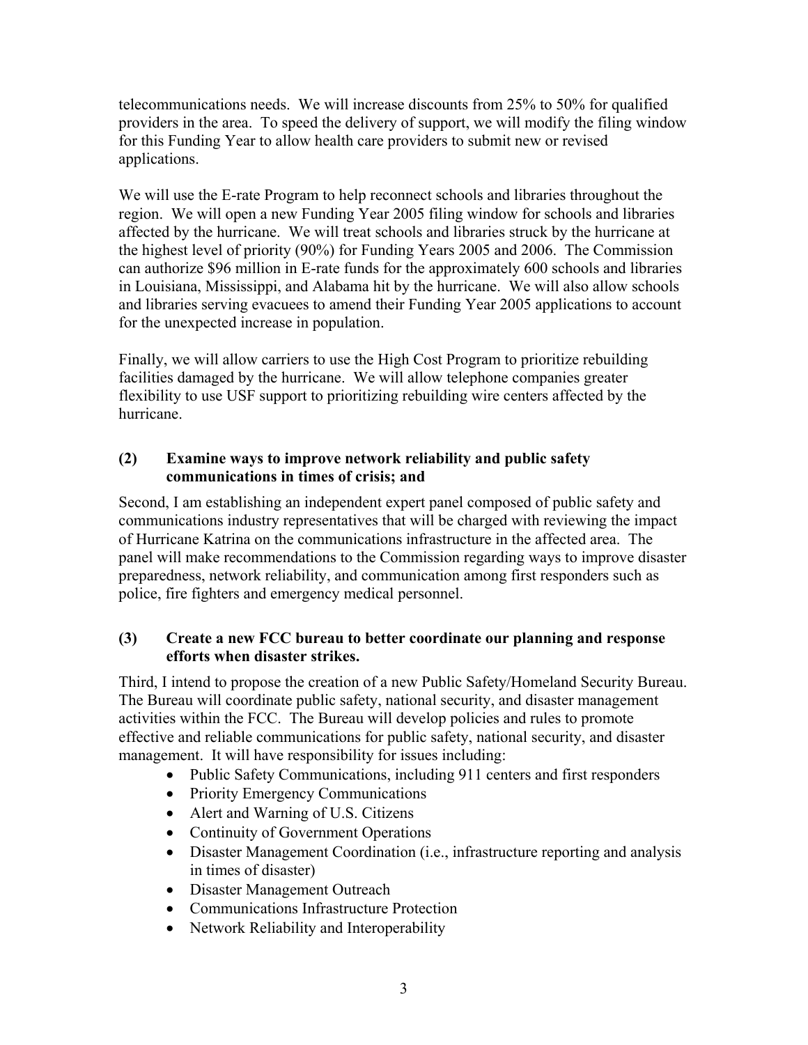telecommunications needs. We will increase discounts from 25% to 50% for qualified providers in the area. To speed the delivery of support, we will modify the filing window for this Funding Year to allow health care providers to submit new or revised applications.

We will use the E-rate Program to help reconnect schools and libraries throughout the region. We will open a new Funding Year 2005 filing window for schools and libraries affected by the hurricane. We will treat schools and libraries struck by the hurricane at the highest level of priority (90%) for Funding Years 2005 and 2006. The Commission can authorize $96 million in E-rate funds for the approximately 600 schools and libraries in Louisiana, Mississippi, and Alabama hit by the hurricane. We will also allow schools and libraries serving evacuees to amend their Funding Year 2005 applications to account for the unexpected increase in population.

Finally, we will allow carriers to use the High Cost Program to prioritize rebuilding facilities damaged by the hurricane. We will allow telephone companies greater flexibility to use USF support to prioritizing rebuilding wire centers affected by the hurricane.

### (2) Examine ways to improve network reliability and public safety communications in times of crisis; and

Second, I am establishing an independent expert panel composed of public safety and communications industry representatives that will be charged with reviewing the impact of Hurricane Katrina on the communications infrastructure in the affected area. The panel will make recommendations to the Commission regarding ways to improve disaster preparedness, network reliability, and communication among first responders such as police, fire fighters and emergency medical personnel.

### (3) Create a new FCC bureau to better coordinate our planning and response efforts when disaster strikes.

Third, I intend to propose the creation of a new Public Safety/Homeland Security Bureau. The Bureau will coordinate public safety, national security, and disaster management activities within the FCC. The Bureau will develop policies and rules to promote effective and reliable communications for public safety, national security, and disaster management. It will have responsibility for issues including:

- Public Safety Communications, including 911 centers and first responders
- Priority Emergency Communications
- Alert and Warning of U.S. Citizens
- Continuity of Government Operations
- Disaster Management Coordination (i.e., infrastructure reporting and analysis in times of disaster)
- Disaster Management Outreach
- Communications Infrastructure Protection
- Network Reliability and Interoperability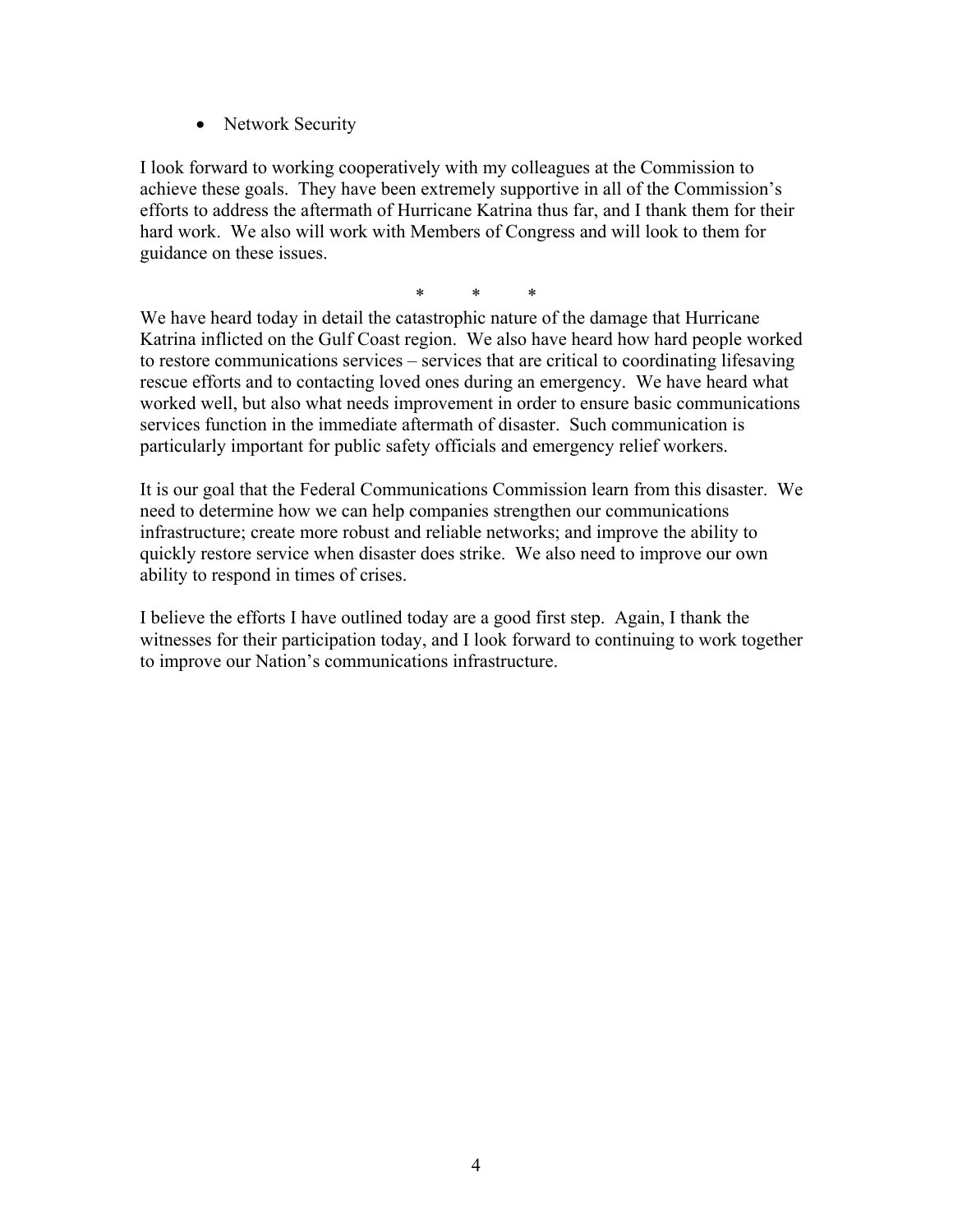- Network Security

I look forward to working cooperatively with my colleagues at the Commission to achieve these goals. They have been extremely supportive in all of the Commission's efforts to address the aftermath of Hurricane Katrina thus far, and I thank them for their hard work. We also will work with Members of Congress and will look to them for guidance on these issues.

\* \* \*

We have heard today in detail the catastrophic nature of the damage that Hurricane Katrina inflicted on the Gulf Coast region. We also have heard how hard people worked to restore communications services – services that are critical to coordinating lifesaving rescue efforts and to contacting loved ones during an emergency. We have heard what worked well, but also what needs improvement in order to ensure basic communications services function in the immediate aftermath of disaster. Such communication is particularly important for public safety officials and emergency relief workers.

It is our goal that the Federal Communications Commission learn from this disaster. We need to determine how we can help companies strengthen our communications infrastructure; create more robust and reliable networks; and improve the ability to quickly restore service when disaster does strike. We also need to improve our own ability to respond in times of crises.

I believe the efforts I have outlined today are a good first step. Again, I thank the witnesses for their participation today, and I look forward to continuing to work together to improve our Nation's communications infrastructure.